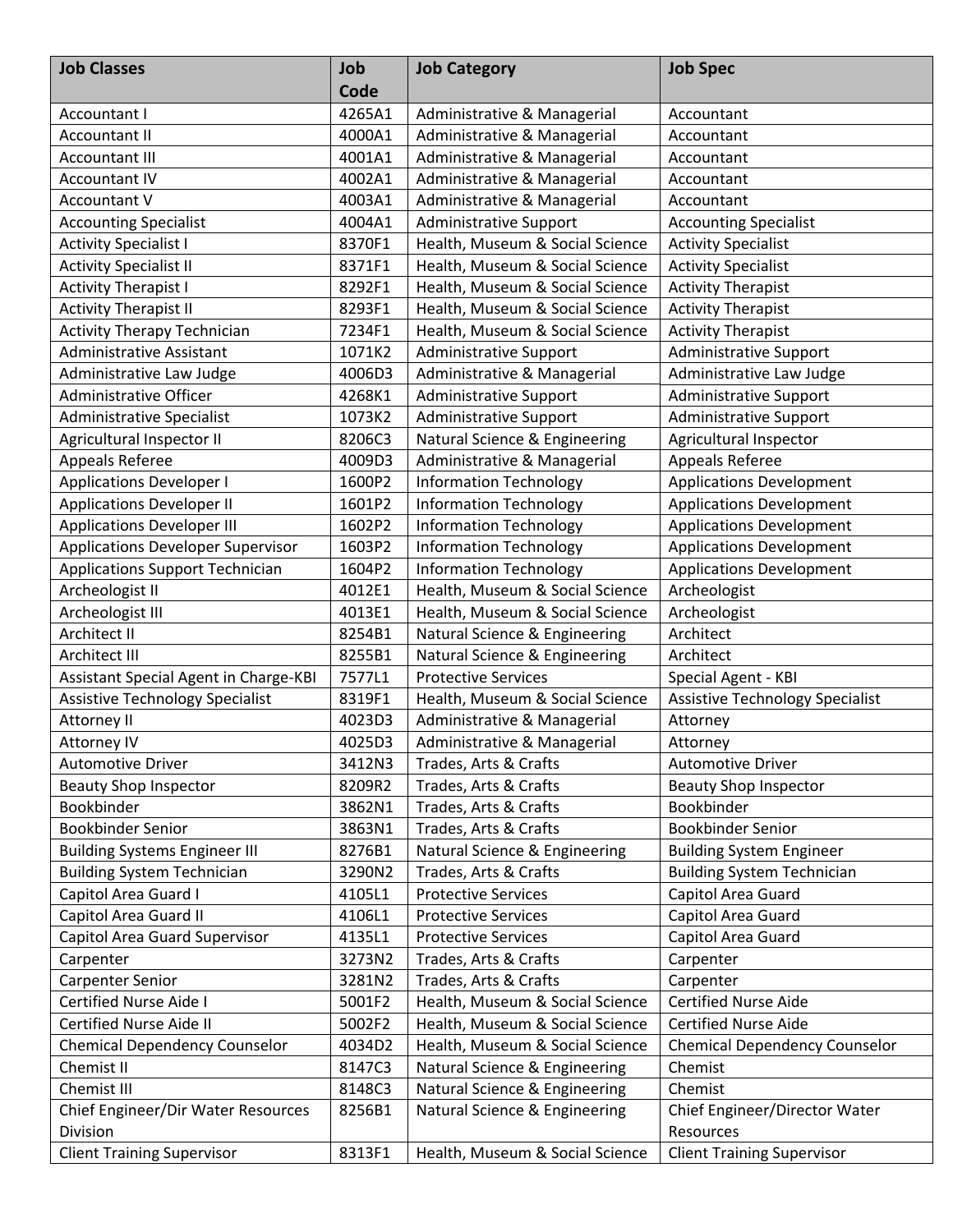| Job Classes | Job Code | Job Category | Job Spec |
| --- | --- | --- | --- |
| Accountant I | 4265A1 | Administrative & Managerial | Accountant |
| Accountant II | 4000A1 | Administrative & Managerial | Accountant |
| Accountant III | 4001A1 | Administrative & Managerial | Accountant |
| Accountant IV | 4002A1 | Administrative & Managerial | Accountant |
| Accountant V | 4003A1 | Administrative & Managerial | Accountant |
| Accounting Specialist | 4004A1 | Administrative Support | Accounting Specialist |
| Activity Specialist I | 8370F1 | Health, Museum & Social Science | Activity Specialist |
| Activity Specialist II | 8371F1 | Health, Museum & Social Science | Activity Specialist |
| Activity Therapist I | 8292F1 | Health, Museum & Social Science | Activity Therapist |
| Activity Therapist II | 8293F1 | Health, Museum & Social Science | Activity Therapist |
| Activity Therapy Technician | 7234F1 | Health, Museum & Social Science | Activity Therapist |
| Administrative Assistant | 1071K2 | Administrative Support | Administrative Support |
| Administrative Law Judge | 4006D3 | Administrative & Managerial | Administrative Law Judge |
| Administrative Officer | 4268K1 | Administrative Support | Administrative Support |
| Administrative Specialist | 1073K2 | Administrative Support | Administrative Support |
| Agricultural Inspector II | 8206C3 | Natural Science & Engineering | Agricultural Inspector |
| Appeals Referee | 4009D3 | Administrative & Managerial | Appeals Referee |
| Applications Developer I | 1600P2 | Information Technology | Applications Development |
| Applications Developer II | 1601P2 | Information Technology | Applications Development |
| Applications Developer III | 1602P2 | Information Technology | Applications Development |
| Applications Developer Supervisor | 1603P2 | Information Technology | Applications Development |
| Applications Support Technician | 1604P2 | Information Technology | Applications Development |
| Archeologist II | 4012E1 | Health, Museum & Social Science | Archeologist |
| Archeologist III | 4013E1 | Health, Museum & Social Science | Archeologist |
| Architect II | 8254B1 | Natural Science & Engineering | Architect |
| Architect III | 8255B1 | Natural Science & Engineering | Architect |
| Assistant Special Agent in Charge-KBI | 7577L1 | Protective Services | Special Agent - KBI |
| Assistive Technology Specialist | 8319F1 | Health, Museum & Social Science | Assistive Technology Specialist |
| Attorney II | 4023D3 | Administrative & Managerial | Attorney |
| Attorney IV | 4025D3 | Administrative & Managerial | Attorney |
| Automotive Driver | 3412N3 | Trades, Arts & Crafts | Automotive Driver |
| Beauty Shop Inspector | 8209R2 | Trades, Arts & Crafts | Beauty Shop Inspector |
| Bookbinder | 3862N1 | Trades, Arts & Crafts | Bookbinder |
| Bookbinder Senior | 3863N1 | Trades, Arts & Crafts | Bookbinder Senior |
| Building Systems Engineer III | 8276B1 | Natural Science & Engineering | Building System Engineer |
| Building System Technician | 3290N2 | Trades, Arts & Crafts | Building System Technician |
| Capitol Area Guard I | 4105L1 | Protective Services | Capitol Area Guard |
| Capitol Area Guard II | 4106L1 | Protective Services | Capitol Area Guard |
| Capitol Area Guard Supervisor | 4135L1 | Protective Services | Capitol Area Guard |
| Carpenter | 3273N2 | Trades, Arts & Crafts | Carpenter |
| Carpenter Senior | 3281N2 | Trades, Arts & Crafts | Carpenter |
| Certified Nurse Aide I | 5001F2 | Health, Museum & Social Science | Certified Nurse Aide |
| Certified Nurse Aide II | 5002F2 | Health, Museum & Social Science | Certified Nurse Aide |
| Chemical Dependency Counselor | 4034D2 | Health, Museum & Social Science | Chemical Dependency Counselor |
| Chemist II | 8147C3 | Natural Science & Engineering | Chemist |
| Chemist III | 8148C3 | Natural Science & Engineering | Chemist |
| Chief Engineer/Dir Water Resources Division | 8256B1 | Natural Science & Engineering | Chief Engineer/Director Water Resources |
| Client Training Supervisor | 8313F1 | Health, Museum & Social Science | Client Training Supervisor |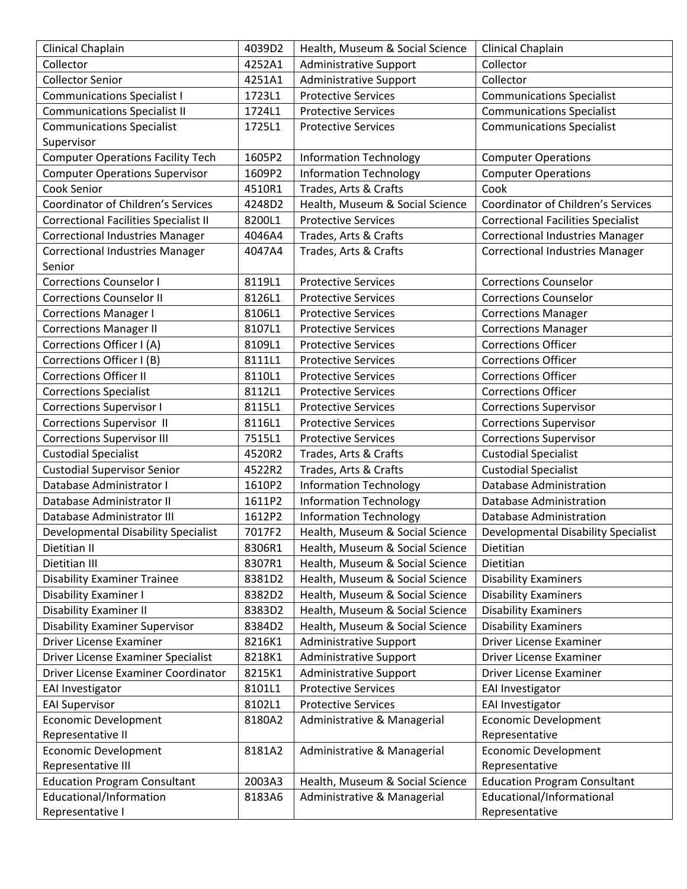| Clinical Chaplain | 4039D2 | Health, Museum & Social Science | Clinical Chaplain |
|---|---|---|---|
| Collector | 4252A1 | Administrative Support | Collector |
| Collector Senior | 4251A1 | Administrative Support | Collector |
| Communications Specialist I | 1723L1 | Protective Services | Communications Specialist |
| Communications Specialist II | 1724L1 | Protective Services | Communications Specialist |
| Communications Specialist Supervisor | 1725L1 | Protective Services | Communications Specialist |
| Computer Operations Facility Tech | 1605P2 | Information Technology | Computer Operations |
| Computer Operations Supervisor | 1609P2 | Information Technology | Computer Operations |
| Cook Senior | 4510R1 | Trades, Arts & Crafts | Cook |
| Coordinator of Children's Services | 4248D2 | Health, Museum & Social Science | Coordinator of Children's Services |
| Correctional Facilities Specialist II | 8200L1 | Protective Services | Correctional Facilities Specialist |
| Correctional Industries Manager | 4046A4 | Trades, Arts & Crafts | Correctional Industries Manager |
| Correctional Industries Manager Senior | 4047A4 | Trades, Arts & Crafts | Correctional Industries Manager |
| Corrections Counselor I | 8119L1 | Protective Services | Corrections Counselor |
| Corrections Counselor II | 8126L1 | Protective Services | Corrections Counselor |
| Corrections Manager I | 8106L1 | Protective Services | Corrections Manager |
| Corrections Manager II | 8107L1 | Protective Services | Corrections Manager |
| Corrections Officer I (A) | 8109L1 | Protective Services | Corrections Officer |
| Corrections Officer I (B) | 8111L1 | Protective Services | Corrections Officer |
| Corrections Officer II | 8110L1 | Protective Services | Corrections Officer |
| Corrections Specialist | 8112L1 | Protective Services | Corrections Officer |
| Corrections Supervisor I | 8115L1 | Protective Services | Corrections Supervisor |
| Corrections Supervisor II | 8116L1 | Protective Services | Corrections Supervisor |
| Corrections Supervisor III | 7515L1 | Protective Services | Corrections Supervisor |
| Custodial Specialist | 4520R2 | Trades, Arts & Crafts | Custodial Specialist |
| Custodial Supervisor Senior | 4522R2 | Trades, Arts & Crafts | Custodial Specialist |
| Database Administrator I | 1610P2 | Information Technology | Database Administration |
| Database Administrator II | 1611P2 | Information Technology | Database Administration |
| Database Administrator III | 1612P2 | Information Technology | Database Administration |
| Developmental Disability Specialist | 7017F2 | Health, Museum & Social Science | Developmental Disability Specialist |
| Dietitian II | 8306R1 | Health, Museum & Social Science | Dietitian |
| Dietitian III | 8307R1 | Health, Museum & Social Science | Dietitian |
| Disability Examiner Trainee | 8381D2 | Health, Museum & Social Science | Disability Examiners |
| Disability Examiner I | 8382D2 | Health, Museum & Social Science | Disability Examiners |
| Disability Examiner II | 8383D2 | Health, Museum & Social Science | Disability Examiners |
| Disability Examiner Supervisor | 8384D2 | Health, Museum & Social Science | Disability Examiners |
| Driver License Examiner | 8216K1 | Administrative Support | Driver License Examiner |
| Driver License Examiner Specialist | 8218K1 | Administrative Support | Driver License Examiner |
| Driver License Examiner Coordinator | 8215K1 | Administrative Support | Driver License Examiner |
| EAI Investigator | 8101L1 | Protective Services | EAI Investigator |
| EAI Supervisor | 8102L1 | Protective Services | EAI Investigator |
| Economic Development Representative II | 8180A2 | Administrative & Managerial | Economic Development Representative |
| Economic Development Representative III | 8181A2 | Administrative & Managerial | Economic Development Representative |
| Education Program Consultant | 2003A3 | Health, Museum & Social Science | Education Program Consultant |
| Educational/Information Representative I | 8183A6 | Administrative & Managerial | Educational/Informational Representative |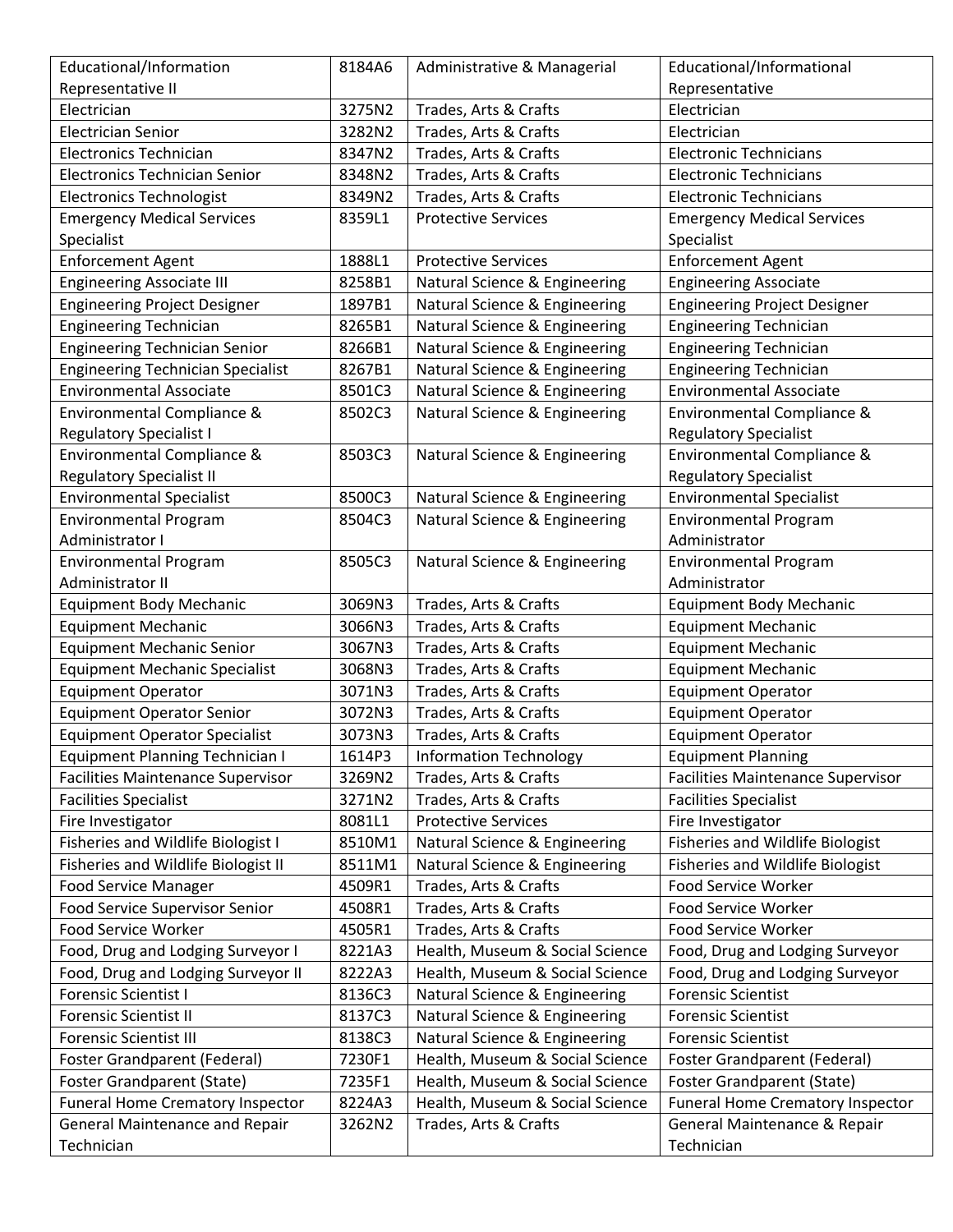| Educational/Information Representative II | 8184A6 | Administrative & Managerial | Educational/Informational Representative |
|---|---|---|---|
| Electrician | 3275N2 | Trades, Arts & Crafts | Electrician |
| Electrician Senior | 3282N2 | Trades, Arts & Crafts | Electrician |
| Electronics Technician | 8347N2 | Trades, Arts & Crafts | Electronic Technicians |
| Electronics Technician Senior | 8348N2 | Trades, Arts & Crafts | Electronic Technicians |
| Electronics Technologist | 8349N2 | Trades, Arts & Crafts | Electronic Technicians |
| Emergency Medical Services Specialist | 8359L1 | Protective Services | Emergency Medical Services Specialist |
| Enforcement Agent | 1888L1 | Protective Services | Enforcement Agent |
| Engineering Associate III | 8258B1 | Natural Science & Engineering | Engineering Associate |
| Engineering Project Designer | 1897B1 | Natural Science & Engineering | Engineering Project Designer |
| Engineering Technician | 8265B1 | Natural Science & Engineering | Engineering Technician |
| Engineering Technician Senior | 8266B1 | Natural Science & Engineering | Engineering Technician |
| Engineering Technician Specialist | 8267B1 | Natural Science & Engineering | Engineering Technician |
| Environmental Associate | 8501C3 | Natural Science & Engineering | Environmental Associate |
| Environmental Compliance & Regulatory Specialist I | 8502C3 | Natural Science & Engineering | Environmental Compliance & Regulatory Specialist |
| Environmental Compliance & Regulatory Specialist II | 8503C3 | Natural Science & Engineering | Environmental Compliance & Regulatory Specialist |
| Environmental Specialist | 8500C3 | Natural Science & Engineering | Environmental Specialist |
| Environmental Program Administrator I | 8504C3 | Natural Science & Engineering | Environmental Program Administrator |
| Environmental Program Administrator II | 8505C3 | Natural Science & Engineering | Environmental Program Administrator |
| Equipment Body Mechanic | 3069N3 | Trades, Arts & Crafts | Equipment Body Mechanic |
| Equipment Mechanic | 3066N3 | Trades, Arts & Crafts | Equipment Mechanic |
| Equipment Mechanic Senior | 3067N3 | Trades, Arts & Crafts | Equipment Mechanic |
| Equipment Mechanic Specialist | 3068N3 | Trades, Arts & Crafts | Equipment Mechanic |
| Equipment Operator | 3071N3 | Trades, Arts & Crafts | Equipment Operator |
| Equipment Operator Senior | 3072N3 | Trades, Arts & Crafts | Equipment Operator |
| Equipment Operator Specialist | 3073N3 | Trades, Arts & Crafts | Equipment Operator |
| Equipment Planning Technician I | 1614P3 | Information Technology | Equipment Planning |
| Facilities Maintenance Supervisor | 3269N2 | Trades, Arts & Crafts | Facilities Maintenance Supervisor |
| Facilities Specialist | 3271N2 | Trades, Arts & Crafts | Facilities Specialist |
| Fire Investigator | 8081L1 | Protective Services | Fire Investigator |
| Fisheries and Wildlife Biologist I | 8510M1 | Natural Science & Engineering | Fisheries and Wildlife Biologist |
| Fisheries and Wildlife Biologist II | 8511M1 | Natural Science & Engineering | Fisheries and Wildlife Biologist |
| Food Service Manager | 4509R1 | Trades, Arts & Crafts | Food Service Worker |
| Food Service Supervisor Senior | 4508R1 | Trades, Arts & Crafts | Food Service Worker |
| Food Service Worker | 4505R1 | Trades, Arts & Crafts | Food Service Worker |
| Food, Drug and Lodging Surveyor I | 8221A3 | Health, Museum & Social Science | Food, Drug and Lodging Surveyor |
| Food, Drug and Lodging Surveyor II | 8222A3 | Health, Museum & Social Science | Food, Drug and Lodging Surveyor |
| Forensic Scientist I | 8136C3 | Natural Science & Engineering | Forensic Scientist |
| Forensic Scientist II | 8137C3 | Natural Science & Engineering | Forensic Scientist |
| Forensic Scientist III | 8138C3 | Natural Science & Engineering | Forensic Scientist |
| Foster Grandparent (Federal) | 7230F1 | Health, Museum & Social Science | Foster Grandparent (Federal) |
| Foster Grandparent (State) | 7235F1 | Health, Museum & Social Science | Foster Grandparent (State) |
| Funeral Home Crematory Inspector | 8224A3 | Health, Museum & Social Science | Funeral Home Crematory Inspector |
| General Maintenance and Repair Technician | 3262N2 | Trades, Arts & Crafts | General Maintenance & Repair Technician |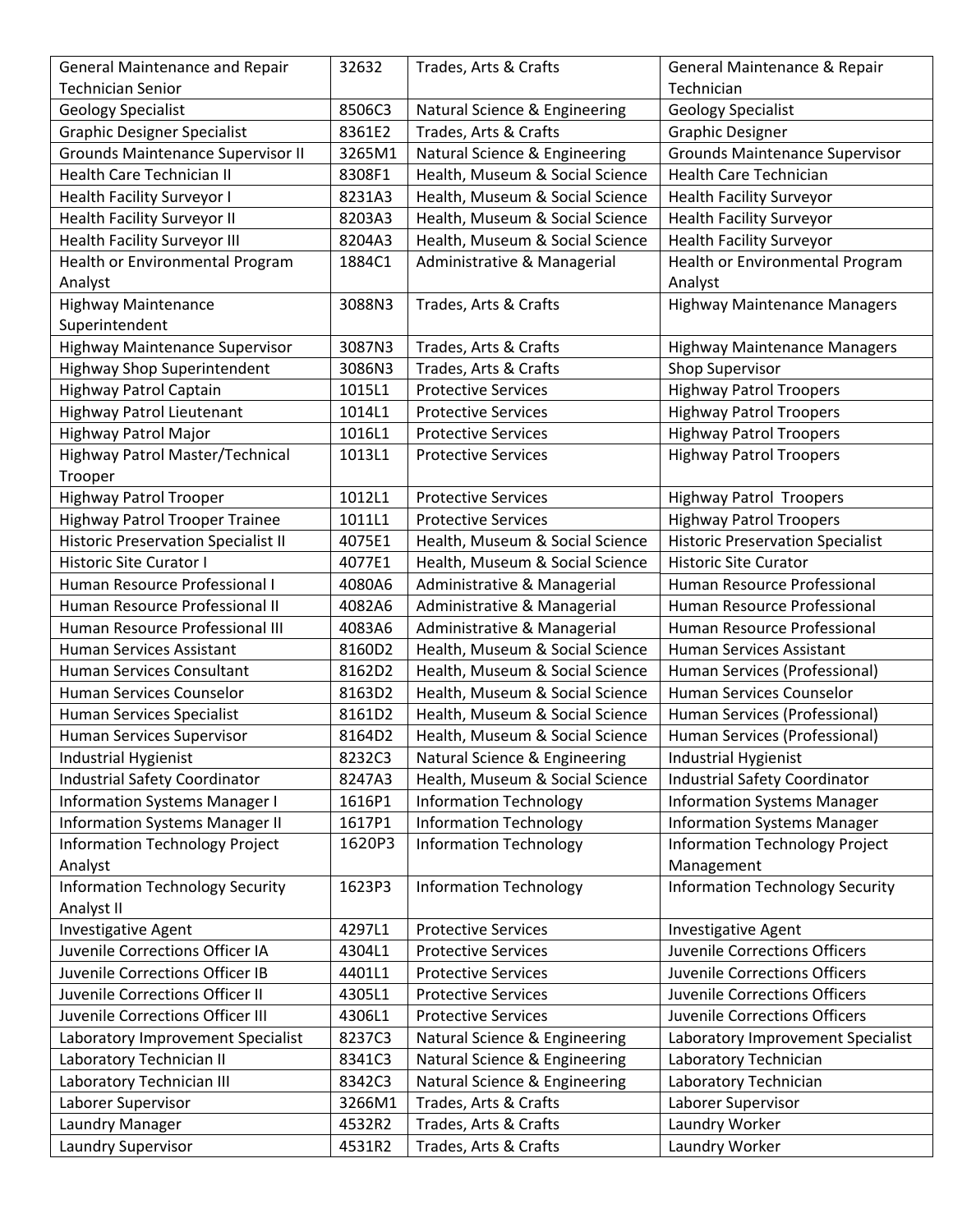| General Maintenance and Repair Technician Senior | 32632 | Trades, Arts & Crafts | General Maintenance & Repair Technician |
|---|---|---|---|
| Geology Specialist | 8506C3 | Natural Science & Engineering | Geology Specialist |
| Graphic Designer Specialist | 8361E2 | Trades, Arts & Crafts | Graphic Designer |
| Grounds Maintenance Supervisor II | 3265M1 | Natural Science & Engineering | Grounds Maintenance Supervisor |
| Health Care Technician II | 8308F1 | Health, Museum & Social Science | Health Care Technician |
| Health Facility Surveyor I | 8231A3 | Health, Museum & Social Science | Health Facility Surveyor |
| Health Facility Surveyor II | 8203A3 | Health, Museum & Social Science | Health Facility Surveyor |
| Health Facility Surveyor III | 8204A3 | Health, Museum & Social Science | Health Facility Surveyor |
| Health or Environmental Program Analyst | 1884C1 | Administrative & Managerial | Health or Environmental Program Analyst |
| Highway Maintenance Superintendent | 3088N3 | Trades, Arts & Crafts | Highway Maintenance Managers |
| Highway Maintenance Supervisor | 3087N3 | Trades, Arts & Crafts | Highway Maintenance Managers |
| Highway Shop Superintendent | 3086N3 | Trades, Arts & Crafts | Shop Supervisor |
| Highway Patrol Captain | 1015L1 | Protective Services | Highway Patrol Troopers |
| Highway Patrol Lieutenant | 1014L1 | Protective Services | Highway Patrol Troopers |
| Highway Patrol Major | 1016L1 | Protective Services | Highway Patrol Troopers |
| Highway Patrol Master/Technical Trooper | 1013L1 | Protective Services | Highway Patrol Troopers |
| Highway Patrol Trooper | 1012L1 | Protective Services | Highway Patrol Troopers |
| Highway Patrol Trooper Trainee | 1011L1 | Protective Services | Highway Patrol Troopers |
| Historic Preservation Specialist II | 4075E1 | Health, Museum & Social Science | Historic Preservation Specialist |
| Historic Site Curator I | 4077E1 | Health, Museum & Social Science | Historic Site Curator |
| Human Resource Professional I | 4080A6 | Administrative & Managerial | Human Resource Professional |
| Human Resource Professional II | 4082A6 | Administrative & Managerial | Human Resource Professional |
| Human Resource Professional III | 4083A6 | Administrative & Managerial | Human Resource Professional |
| Human Services Assistant | 8160D2 | Health, Museum & Social Science | Human Services Assistant |
| Human Services Consultant | 8162D2 | Health, Museum & Social Science | Human Services (Professional) |
| Human Services Counselor | 8163D2 | Health, Museum & Social Science | Human Services Counselor |
| Human Services Specialist | 8161D2 | Health, Museum & Social Science | Human Services (Professional) |
| Human Services Supervisor | 8164D2 | Health, Museum & Social Science | Human Services (Professional) |
| Industrial Hygienist | 8232C3 | Natural Science & Engineering | Industrial Hygienist |
| Industrial Safety Coordinator | 8247A3 | Health, Museum & Social Science | Industrial Safety Coordinator |
| Information Systems Manager I | 1616P1 | Information Technology | Information Systems Manager |
| Information Systems Manager II | 1617P1 | Information Technology | Information Systems Manager |
| Information Technology Project Analyst | 1620P3 | Information Technology | Information Technology Project Management |
| Information Technology Security Analyst II | 1623P3 | Information Technology | Information Technology Security |
| Investigative Agent | 4297L1 | Protective Services | Investigative Agent |
| Juvenile Corrections Officer IA | 4304L1 | Protective Services | Juvenile Corrections Officers |
| Juvenile Corrections Officer IB | 4401L1 | Protective Services | Juvenile Corrections Officers |
| Juvenile Corrections Officer II | 4305L1 | Protective Services | Juvenile Corrections Officers |
| Juvenile Corrections Officer III | 4306L1 | Protective Services | Juvenile Corrections Officers |
| Laboratory Improvement Specialist | 8237C3 | Natural Science & Engineering | Laboratory Improvement Specialist |
| Laboratory Technician II | 8341C3 | Natural Science & Engineering | Laboratory Technician |
| Laboratory Technician III | 8342C3 | Natural Science & Engineering | Laboratory Technician |
| Laborer Supervisor | 3266M1 | Trades, Arts & Crafts | Laborer Supervisor |
| Laundry Manager | 4532R2 | Trades, Arts & Crafts | Laundry Worker |
| Laundry Supervisor | 4531R2 | Trades, Arts & Crafts | Laundry Worker |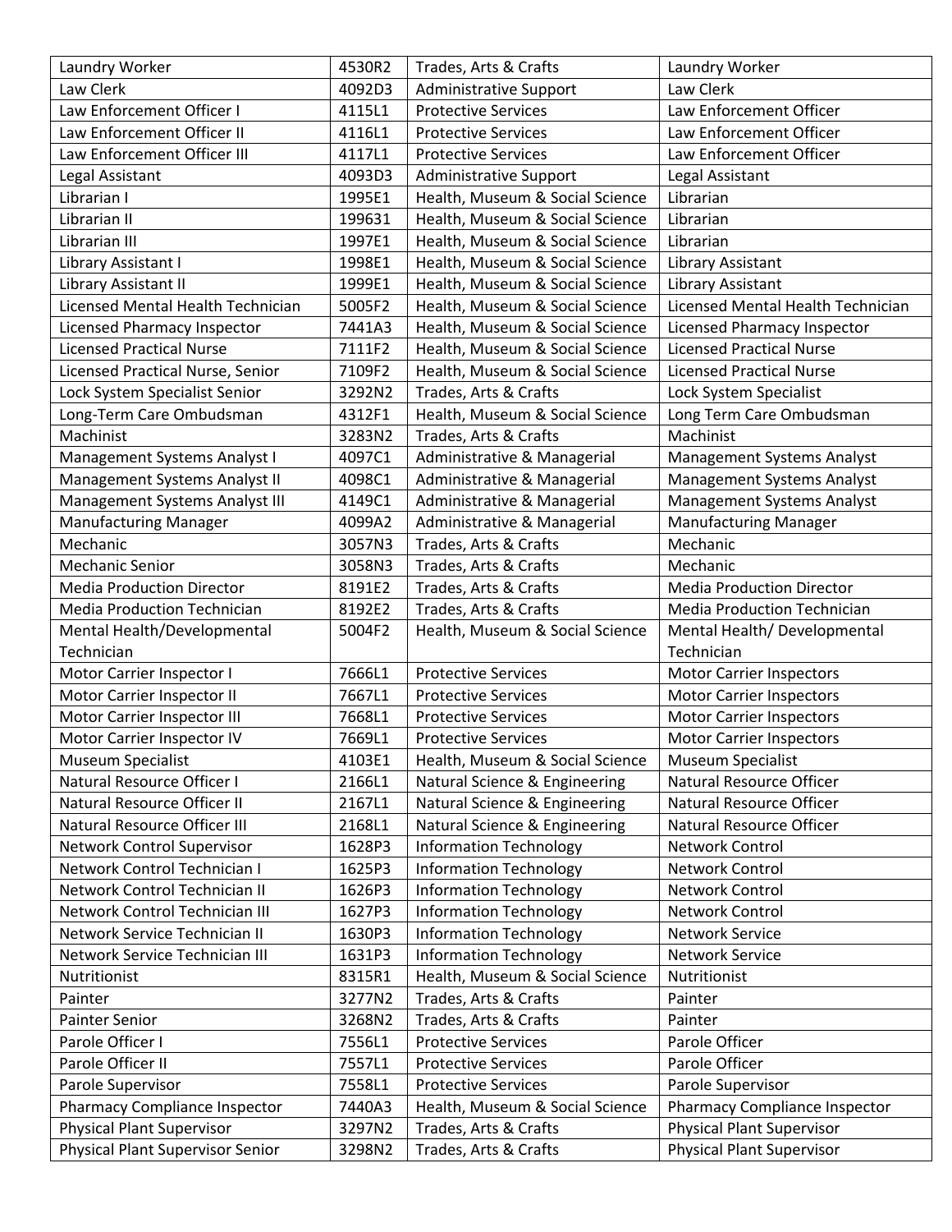| Laundry Worker | 4530R2 | Trades, Arts & Crafts | Laundry Worker |
|---|---|---|---|
| Law Clerk | 4092D3 | Administrative Support | Law Clerk |
| Law Enforcement Officer I | 4115L1 | Protective Services | Law Enforcement Officer |
| Law Enforcement Officer II | 4116L1 | Protective Services | Law Enforcement Officer |
| Law Enforcement Officer III | 4117L1 | Protective Services | Law Enforcement Officer |
| Legal Assistant | 4093D3 | Administrative Support | Legal Assistant |
| Librarian I | 1995E1 | Health, Museum & Social Science | Librarian |
| Librarian II | 199631 | Health, Museum & Social Science | Librarian |
| Librarian III | 1997E1 | Health, Museum & Social Science | Librarian |
| Library Assistant I | 1998E1 | Health, Museum & Social Science | Library Assistant |
| Library Assistant II | 1999E1 | Health, Museum & Social Science | Library Assistant |
| Licensed Mental Health Technician | 5005F2 | Health, Museum & Social Science | Licensed Mental Health Technician |
| Licensed Pharmacy Inspector | 7441A3 | Health, Museum & Social Science | Licensed Pharmacy Inspector |
| Licensed Practical Nurse | 7111F2 | Health, Museum & Social Science | Licensed Practical Nurse |
| Licensed Practical Nurse, Senior | 7109F2 | Health, Museum & Social Science | Licensed Practical Nurse |
| Lock System Specialist Senior | 3292N2 | Trades, Arts & Crafts | Lock System Specialist |
| Long-Term Care Ombudsman | 4312F1 | Health, Museum & Social Science | Long Term Care Ombudsman |
| Machinist | 3283N2 | Trades, Arts & Crafts | Machinist |
| Management Systems Analyst I | 4097C1 | Administrative & Managerial | Management Systems Analyst |
| Management Systems Analyst II | 4098C1 | Administrative & Managerial | Management Systems Analyst |
| Management Systems Analyst III | 4149C1 | Administrative & Managerial | Management Systems Analyst |
| Manufacturing Manager | 4099A2 | Administrative & Managerial | Manufacturing Manager |
| Mechanic | 3057N3 | Trades, Arts & Crafts | Mechanic |
| Mechanic Senior | 3058N3 | Trades, Arts & Crafts | Mechanic |
| Media Production Director | 8191E2 | Trades, Arts & Crafts | Media Production Director |
| Media Production Technician | 8192E2 | Trades, Arts & Crafts | Media Production Technician |
| Mental Health/Developmental Technician | 5004F2 | Health, Museum & Social Science | Mental Health/ Developmental Technician |
| Motor Carrier Inspector I | 7666L1 | Protective Services | Motor Carrier Inspectors |
| Motor Carrier Inspector II | 7667L1 | Protective Services | Motor Carrier Inspectors |
| Motor Carrier Inspector III | 7668L1 | Protective Services | Motor Carrier Inspectors |
| Motor Carrier Inspector IV | 7669L1 | Protective Services | Motor Carrier Inspectors |
| Museum Specialist | 4103E1 | Health, Museum & Social Science | Museum Specialist |
| Natural Resource Officer I | 2166L1 | Natural Science & Engineering | Natural Resource Officer |
| Natural Resource Officer II | 2167L1 | Natural Science & Engineering | Natural Resource Officer |
| Natural Resource Officer III | 2168L1 | Natural Science & Engineering | Natural Resource Officer |
| Network Control Supervisor | 1628P3 | Information Technology | Network Control |
| Network Control Technician I | 1625P3 | Information Technology | Network Control |
| Network Control Technician II | 1626P3 | Information Technology | Network Control |
| Network Control Technician III | 1627P3 | Information Technology | Network Control |
| Network Service Technician II | 1630P3 | Information Technology | Network Service |
| Network Service Technician III | 1631P3 | Information Technology | Network Service |
| Nutritionist | 8315R1 | Health, Museum & Social Science | Nutritionist |
| Painter | 3277N2 | Trades, Arts & Crafts | Painter |
| Painter Senior | 3268N2 | Trades, Arts & Crafts | Painter |
| Parole Officer I | 7556L1 | Protective Services | Parole Officer |
| Parole Officer II | 7557L1 | Protective Services | Parole Officer |
| Parole Supervisor | 7558L1 | Protective Services | Parole Supervisor |
| Pharmacy Compliance Inspector | 7440A3 | Health, Museum & Social Science | Pharmacy Compliance Inspector |
| Physical Plant Supervisor | 3297N2 | Trades, Arts & Crafts | Physical Plant Supervisor |
| Physical Plant Supervisor Senior | 3298N2 | Trades, Arts & Crafts | Physical Plant Supervisor |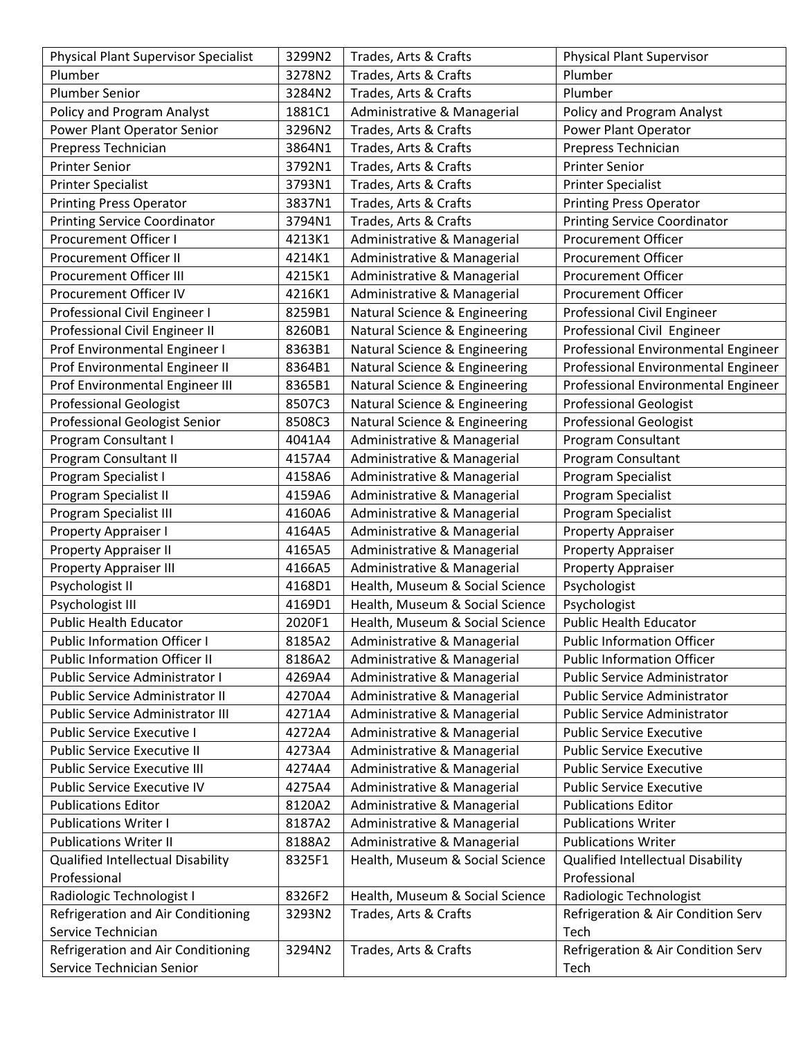| Physical Plant Supervisor Specialist | 3299N2 | Trades, Arts & Crafts | Physical Plant Supervisor |
|---|---|---|---|
| Plumber | 3278N2 | Trades, Arts & Crafts | Plumber |
| Plumber Senior | 3284N2 | Trades, Arts & Crafts | Plumber |
| Policy and Program Analyst | 1881C1 | Administrative & Managerial | Policy and Program Analyst |
| Power Plant Operator Senior | 3296N2 | Trades, Arts & Crafts | Power Plant Operator |
| Prepress Technician | 3864N1 | Trades, Arts & Crafts | Prepress Technician |
| Printer Senior | 3792N1 | Trades, Arts & Crafts | Printer Senior |
| Printer Specialist | 3793N1 | Trades, Arts & Crafts | Printer Specialist |
| Printing Press Operator | 3837N1 | Trades, Arts & Crafts | Printing Press Operator |
| Printing Service Coordinator | 3794N1 | Trades, Arts & Crafts | Printing Service Coordinator |
| Procurement Officer I | 4213K1 | Administrative & Managerial | Procurement Officer |
| Procurement Officer II | 4214K1 | Administrative & Managerial | Procurement Officer |
| Procurement Officer III | 4215K1 | Administrative & Managerial | Procurement Officer |
| Procurement Officer IV | 4216K1 | Administrative & Managerial | Procurement Officer |
| Professional Civil Engineer I | 8259B1 | Natural Science & Engineering | Professional Civil Engineer |
| Professional Civil Engineer II | 8260B1 | Natural Science & Engineering | Professional Civil Engineer |
| Prof Environmental Engineer I | 8363B1 | Natural Science & Engineering | Professional Environmental Engineer |
| Prof Environmental Engineer II | 8364B1 | Natural Science & Engineering | Professional Environmental Engineer |
| Prof Environmental Engineer III | 8365B1 | Natural Science & Engineering | Professional Environmental Engineer |
| Professional Geologist | 8507C3 | Natural Science & Engineering | Professional Geologist |
| Professional Geologist Senior | 8508C3 | Natural Science & Engineering | Professional Geologist |
| Program Consultant I | 4041A4 | Administrative & Managerial | Program Consultant |
| Program Consultant II | 4157A4 | Administrative & Managerial | Program Consultant |
| Program Specialist I | 4158A6 | Administrative & Managerial | Program Specialist |
| Program Specialist II | 4159A6 | Administrative & Managerial | Program Specialist |
| Program Specialist III | 4160A6 | Administrative & Managerial | Program Specialist |
| Property Appraiser I | 4164A5 | Administrative & Managerial | Property Appraiser |
| Property Appraiser II | 4165A5 | Administrative & Managerial | Property Appraiser |
| Property Appraiser III | 4166A5 | Administrative & Managerial | Property Appraiser |
| Psychologist II | 4168D1 | Health, Museum & Social Science | Psychologist |
| Psychologist III | 4169D1 | Health, Museum & Social Science | Psychologist |
| Public Health Educator | 2020F1 | Health, Museum & Social Science | Public Health Educator |
| Public Information Officer I | 8185A2 | Administrative & Managerial | Public Information Officer |
| Public Information Officer II | 8186A2 | Administrative & Managerial | Public Information Officer |
| Public Service Administrator I | 4269A4 | Administrative & Managerial | Public Service Administrator |
| Public Service Administrator II | 4270A4 | Administrative & Managerial | Public Service Administrator |
| Public Service Administrator III | 4271A4 | Administrative & Managerial | Public Service Administrator |
| Public Service Executive I | 4272A4 | Administrative & Managerial | Public Service Executive |
| Public Service Executive II | 4273A4 | Administrative & Managerial | Public Service Executive |
| Public Service Executive III | 4274A4 | Administrative & Managerial | Public Service Executive |
| Public Service Executive IV | 4275A4 | Administrative & Managerial | Public Service Executive |
| Publications Editor | 8120A2 | Administrative & Managerial | Publications Editor |
| Publications Writer I | 8187A2 | Administrative & Managerial | Publications Writer |
| Publications Writer II | 8188A2 | Administrative & Managerial | Publications Writer |
| Qualified Intellectual Disability Professional | 8325F1 | Health, Museum & Social Science | Qualified Intellectual Disability Professional |
| Radiologic Technologist I | 8326F2 | Health, Museum & Social Science | Radiologic Technologist |
| Refrigeration and Air Conditioning Service Technician | 3293N2 | Trades, Arts & Crafts | Refrigeration & Air Condition Serv Tech |
| Refrigeration and Air Conditioning Service Technician Senior | 3294N2 | Trades, Arts & Crafts | Refrigeration & Air Condition Serv Tech |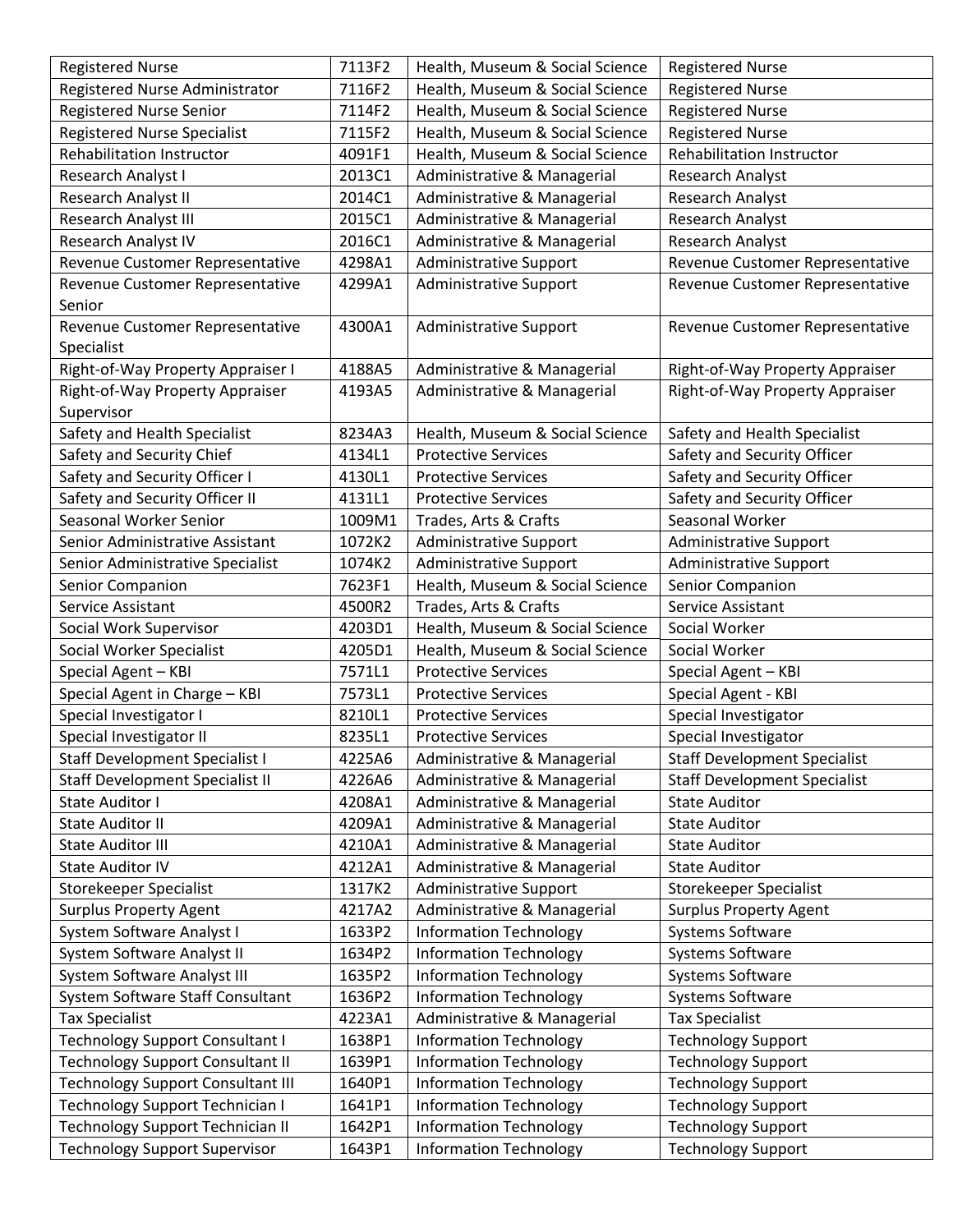| Registered Nurse | 7113F2 | Health, Museum & Social Science | Registered Nurse |
|---|---|---|---|
| Registered Nurse Administrator | 7116F2 | Health, Museum & Social Science | Registered Nurse |
| Registered Nurse Senior | 7114F2 | Health, Museum & Social Science | Registered Nurse |
| Registered Nurse Specialist | 7115F2 | Health, Museum & Social Science | Registered Nurse |
| Rehabilitation Instructor | 4091F1 | Health, Museum & Social Science | Rehabilitation Instructor |
| Research Analyst I | 2013C1 | Administrative & Managerial | Research Analyst |
| Research Analyst II | 2014C1 | Administrative & Managerial | Research Analyst |
| Research Analyst III | 2015C1 | Administrative & Managerial | Research Analyst |
| Research Analyst IV | 2016C1 | Administrative & Managerial | Research Analyst |
| Revenue Customer Representative | 4298A1 | Administrative Support | Revenue Customer Representative |
| Revenue Customer Representative Senior | 4299A1 | Administrative Support | Revenue Customer Representative |
| Revenue Customer Representative Specialist | 4300A1 | Administrative Support | Revenue Customer Representative |
| Right-of-Way Property Appraiser I | 4188A5 | Administrative & Managerial | Right-of-Way Property Appraiser |
| Right-of-Way Property Appraiser Supervisor | 4193A5 | Administrative & Managerial | Right-of-Way Property Appraiser |
| Safety and Health Specialist | 8234A3 | Health, Museum & Social Science | Safety and Health Specialist |
| Safety and Security Chief | 4134L1 | Protective Services | Safety and Security Officer |
| Safety and Security Officer I | 4130L1 | Protective Services | Safety and Security Officer |
| Safety and Security Officer II | 4131L1 | Protective Services | Safety and Security Officer |
| Seasonal Worker Senior | 1009M1 | Trades, Arts & Crafts | Seasonal Worker |
| Senior Administrative Assistant | 1072K2 | Administrative Support | Administrative Support |
| Senior Administrative Specialist | 1074K2 | Administrative Support | Administrative Support |
| Senior Companion | 7623F1 | Health, Museum & Social Science | Senior Companion |
| Service Assistant | 4500R2 | Trades, Arts & Crafts | Service Assistant |
| Social Work Supervisor | 4203D1 | Health, Museum & Social Science | Social Worker |
| Social Worker Specialist | 4205D1 | Health, Museum & Social Science | Social Worker |
| Special Agent – KBI | 7571L1 | Protective Services | Special Agent – KBI |
| Special Agent in Charge – KBI | 7573L1 | Protective Services | Special Agent - KBI |
| Special Investigator I | 8210L1 | Protective Services | Special Investigator |
| Special Investigator II | 8235L1 | Protective Services | Special Investigator |
| Staff Development Specialist I | 4225A6 | Administrative & Managerial | Staff Development Specialist |
| Staff Development Specialist II | 4226A6 | Administrative & Managerial | Staff Development Specialist |
| State Auditor I | 4208A1 | Administrative & Managerial | State Auditor |
| State Auditor II | 4209A1 | Administrative & Managerial | State Auditor |
| State Auditor III | 4210A1 | Administrative & Managerial | State Auditor |
| State Auditor IV | 4212A1 | Administrative & Managerial | State Auditor |
| Storekeeper Specialist | 1317K2 | Administrative Support | Storekeeper Specialist |
| Surplus Property Agent | 4217A2 | Administrative & Managerial | Surplus Property Agent |
| System Software Analyst I | 1633P2 | Information Technology | Systems Software |
| System Software Analyst II | 1634P2 | Information Technology | Systems Software |
| System Software Analyst III | 1635P2 | Information Technology | Systems Software |
| System Software Staff Consultant | 1636P2 | Information Technology | Systems Software |
| Tax Specialist | 4223A1 | Administrative & Managerial | Tax Specialist |
| Technology Support Consultant I | 1638P1 | Information Technology | Technology Support |
| Technology Support Consultant II | 1639P1 | Information Technology | Technology Support |
| Technology Support Consultant III | 1640P1 | Information Technology | Technology Support |
| Technology Support Technician I | 1641P1 | Information Technology | Technology Support |
| Technology Support Technician II | 1642P1 | Information Technology | Technology Support |
| Technology Support Supervisor | 1643P1 | Information Technology | Technology Support |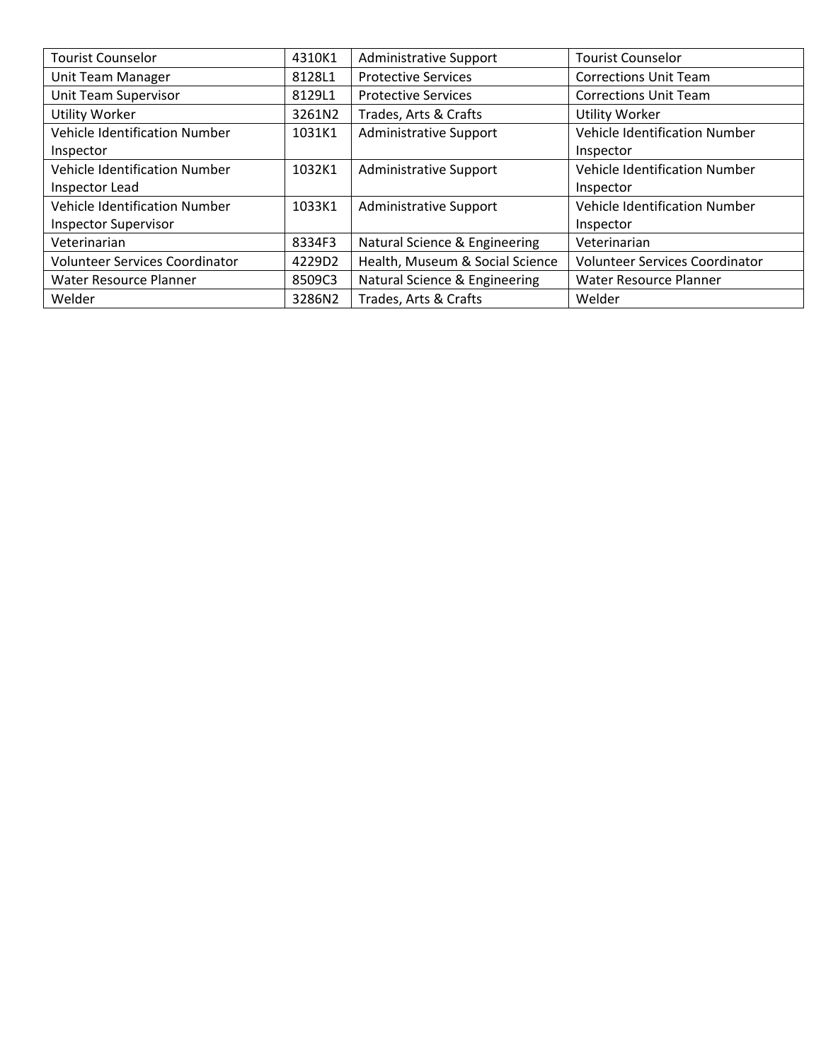| | | | |
|---|---|---|---|
| Tourist Counselor | 4310K1 | Administrative Support | Tourist Counselor |
| Unit Team Manager | 8128L1 | Protective Services | Corrections Unit Team |
| Unit Team Supervisor | 8129L1 | Protective Services | Corrections Unit Team |
| Utility Worker | 3261N2 | Trades, Arts & Crafts | Utility Worker |
| Vehicle Identification Number Inspector | 1031K1 | Administrative Support | Vehicle Identification Number Inspector |
| Vehicle Identification Number Inspector Lead | 1032K1 | Administrative Support | Vehicle Identification Number Inspector |
| Vehicle Identification Number Inspector Supervisor | 1033K1 | Administrative Support | Vehicle Identification Number Inspector |
| Veterinarian | 8334F3 | Natural Science & Engineering | Veterinarian |
| Volunteer Services Coordinator | 4229D2 | Health, Museum & Social Science | Volunteer Services Coordinator |
| Water Resource Planner | 8509C3 | Natural Science & Engineering | Water Resource Planner |
| Welder | 3286N2 | Trades, Arts & Crafts | Welder |